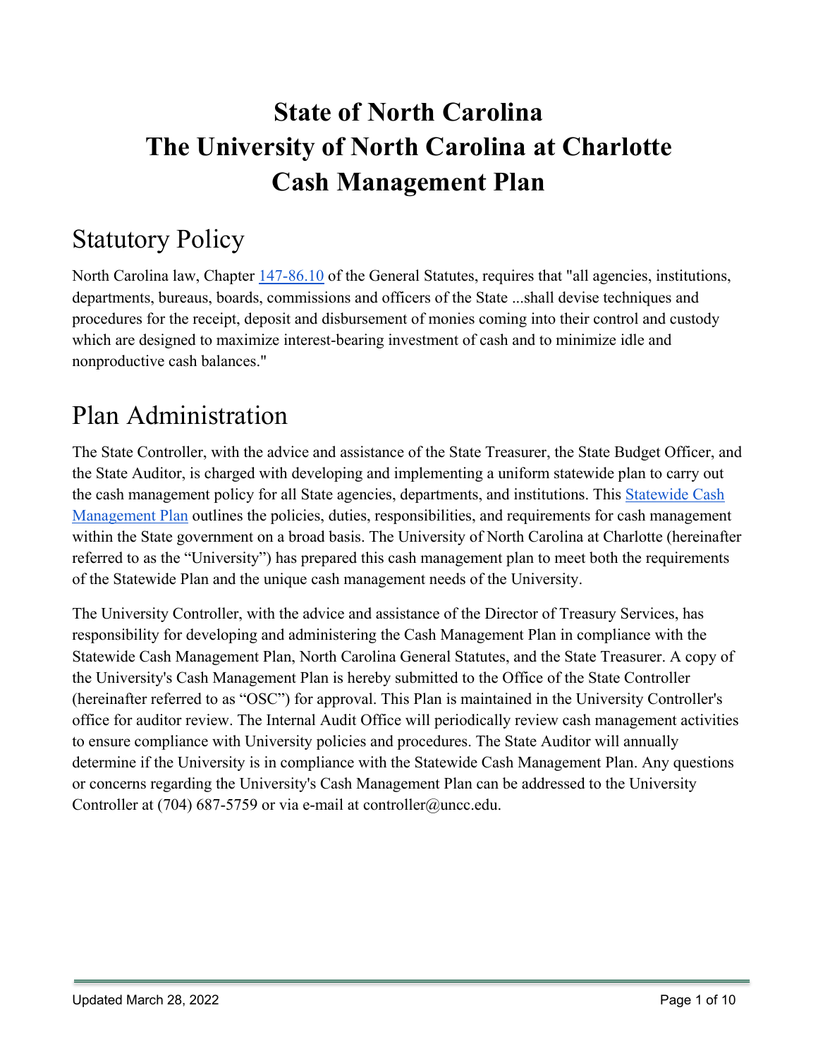# State of North Carolina
# The University of North Carolina at Charlotte
# Cash Management Plan

## Statutory Policy

North Carolina law, Chapter [147-86.10](#) of the General Statutes, requires that "all agencies, institutions, departments, bureaus, boards, commissions and officers of the State ...shall devise techniques and procedures for the receipt, deposit and disbursement of monies coming into their control and custody which are designed to maximize interest-bearing investment of cash and to minimize idle and nonproductive cash balances."

## Plan Administration

The State Controller, with the advice and assistance of the State Treasurer, the State Budget Officer, and the State Auditor, is charged with developing and implementing a uniform statewide plan to carry out the cash management policy for all State agencies, departments, and institutions. This [Statewide Cash Management Plan](#) outlines the policies, duties, responsibilities, and requirements for cash management within the State government on a broad basis. The University of North Carolina at Charlotte (hereinafter referred to as the "University") has prepared this cash management plan to meet both the requirements of the Statewide Plan and the unique cash management needs of the University.

The University Controller, with the advice and assistance of the Director of Treasury Services, has responsibility for developing and administering the Cash Management Plan in compliance with the Statewide Cash Management Plan, North Carolina General Statutes, and the State Treasurer. A copy of the University's Cash Management Plan is hereby submitted to the Office of the State Controller (hereinafter referred to as "OSC") for approval. This Plan is maintained in the University Controller's office for auditor review. The Internal Audit Office will periodically review cash management activities to ensure compliance with University policies and procedures. The State Auditor will annually determine if the University is in compliance with the Statewide Cash Management Plan. Any questions or concerns regarding the University's Cash Management Plan can be addressed to the University Controller at (704) 687-5759 or via e-mail at controller@uncc.edu.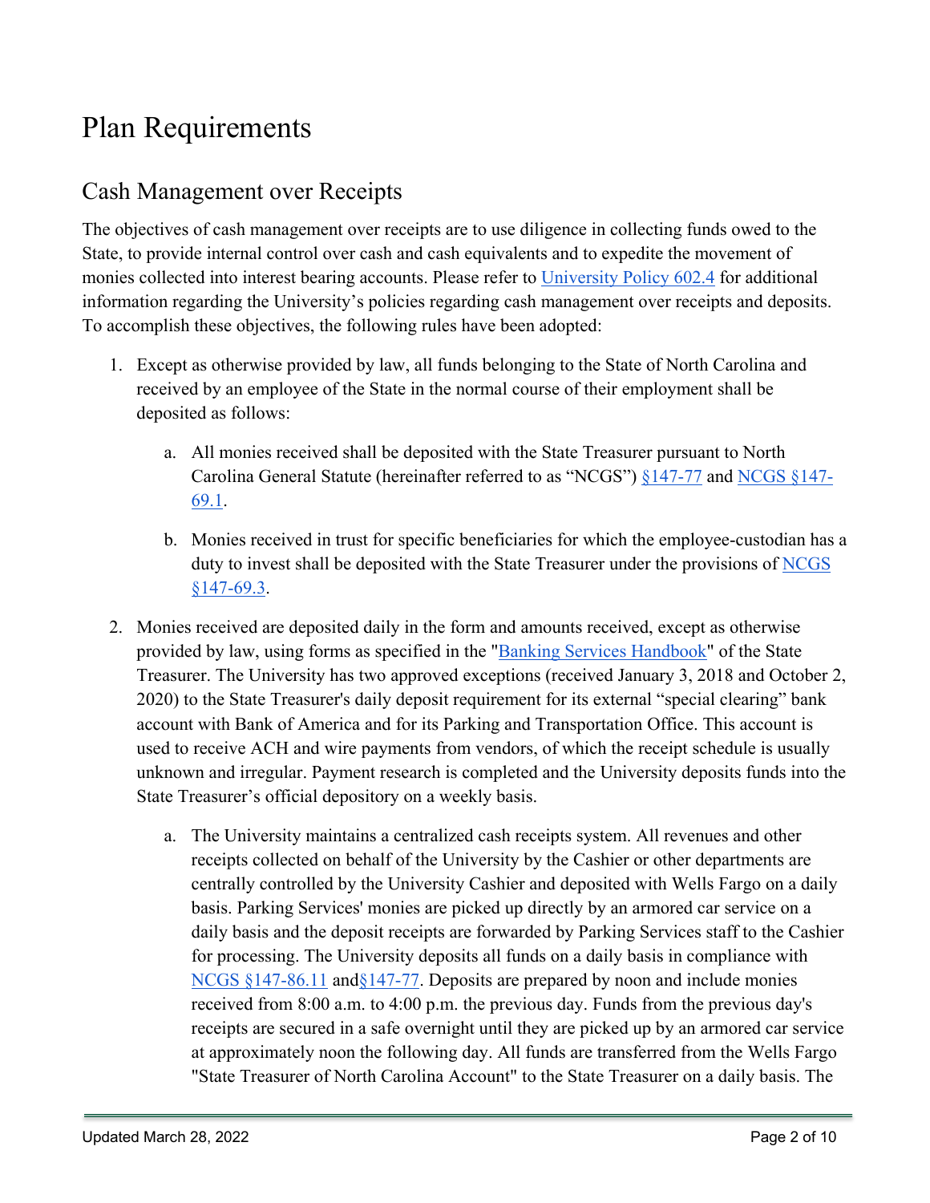# Plan Requirements

## Cash Management over Receipts

The objectives of cash management over receipts are to use diligence in collecting funds owed to the State, to provide internal control over cash and cash equivalents and to expedite the movement of monies collected into interest bearing accounts. Please refer to University Policy 602.4 for additional information regarding the University's policies regarding cash management over receipts and deposits. To accomplish these objectives, the following rules have been adopted:

1. Except as otherwise provided by law, all funds belonging to the State of North Carolina and received by an employee of the State in the normal course of their employment shall be deposited as follows:

   a. All monies received shall be deposited with the State Treasurer pursuant to North Carolina General Statute (hereinafter referred to as "NCGS") §147-77 and NCGS §147-69.1.

   b. Monies received in trust for specific beneficiaries for which the employee-custodian has a duty to invest shall be deposited with the State Treasurer under the provisions of NCGS §147-69.3.

2. Monies received are deposited daily in the form and amounts received, except as otherwise provided by law, using forms as specified in the "Banking Services Handbook" of the State Treasurer. The University has two approved exceptions (received January 3, 2018 and October 2, 2020) to the State Treasurer's daily deposit requirement for its external "special clearing" bank account with Bank of America and for its Parking and Transportation Office. This account is used to receive ACH and wire payments from vendors, of which the receipt schedule is usually unknown and irregular. Payment research is completed and the University deposits funds into the State Treasurer's official depository on a weekly basis.

   a. The University maintains a centralized cash receipts system. All revenues and other receipts collected on behalf of the University by the Cashier or other departments are centrally controlled by the University Cashier and deposited with Wells Fargo on a daily basis. Parking Services' monies are picked up directly by an armored car service on a daily basis and the deposit receipts are forwarded by Parking Services staff to the Cashier for processing. The University deposits all funds on a daily basis in compliance with NCGS §147-86.11 and §147-77. Deposits are prepared by noon and include monies received from 8:00 a.m. to 4:00 p.m. the previous day. Funds from the previous day's receipts are secured in a safe overnight until they are picked up by an armored car service at approximately noon the following day. All funds are transferred from the Wells Fargo "State Treasurer of North Carolina Account" to the State Treasurer on a daily basis. The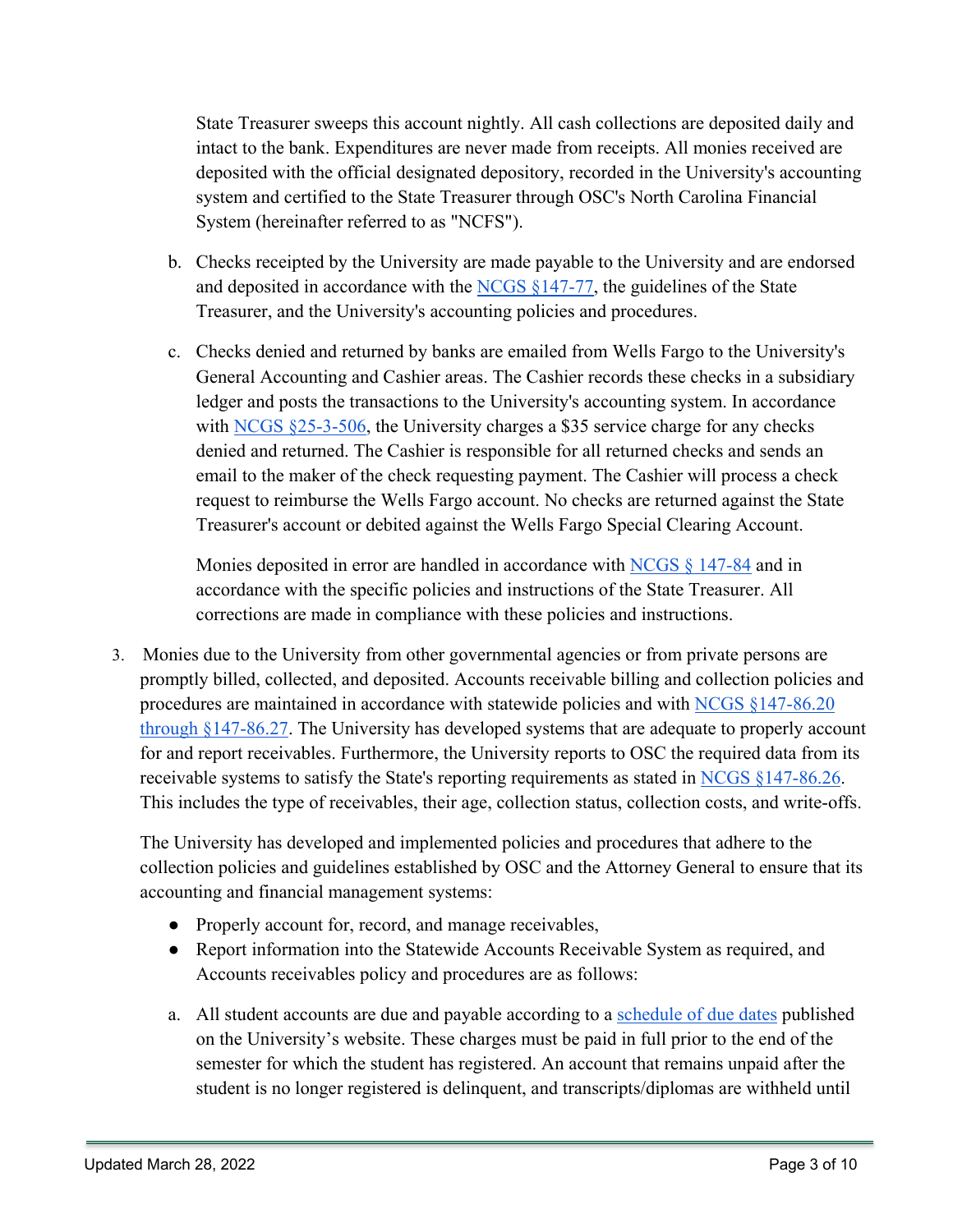State Treasurer sweeps this account nightly. All cash collections are deposited daily and intact to the bank. Expenditures are never made from receipts. All monies received are deposited with the official designated depository, recorded in the University's accounting system and certified to the State Treasurer through OSC's North Carolina Financial System (hereinafter referred to as "NCFS").

b. Checks receipted by the University are made payable to the University and are endorsed and deposited in accordance with the NCGS §147-77, the guidelines of the State Treasurer, and the University's accounting policies and procedures.

c. Checks denied and returned by banks are emailed from Wells Fargo to the University's General Accounting and Cashier areas. The Cashier records these checks in a subsidiary ledger and posts the transactions to the University's accounting system. In accordance with NCGS §25-3-506, the University charges a $35 service charge for any checks denied and returned. The Cashier is responsible for all returned checks and sends an email to the maker of the check requesting payment. The Cashier will process a check request to reimburse the Wells Fargo account. No checks are returned against the State Treasurer's account or debited against the Wells Fargo Special Clearing Account.

   Monies deposited in error are handled in accordance with NCGS § 147-84 and in accordance with the specific policies and instructions of the State Treasurer. All corrections are made in compliance with these policies and instructions.

3. Monies due to the University from other governmental agencies or from private persons are promptly billed, collected, and deposited. Accounts receivable billing and collection policies and procedures are maintained in accordance with statewide policies and with NCGS §147-86.20 through §147-86.27. The University has developed systems that are adequate to properly account for and report receivables. Furthermore, the University reports to OSC the required data from its receivable systems to satisfy the State's reporting requirements as stated in NCGS §147-86.26. This includes the type of receivables, their age, collection status, collection costs, and write-offs.

   The University has developed and implemented policies and procedures that adhere to the collection policies and guidelines established by OSC and the Attorney General to ensure that its accounting and financial management systems:

   - Properly account for, record, and manage receivables,
   - Report information into the Statewide Accounts Receivable System as required, and Accounts receivables policy and procedures are as follows:

   a. All student accounts are due and payable according to a schedule of due dates published on the University's website. These charges must be paid in full prior to the end of the semester for which the student has registered. An account that remains unpaid after the student is no longer registered is delinquent, and transcripts/diplomas are withheld until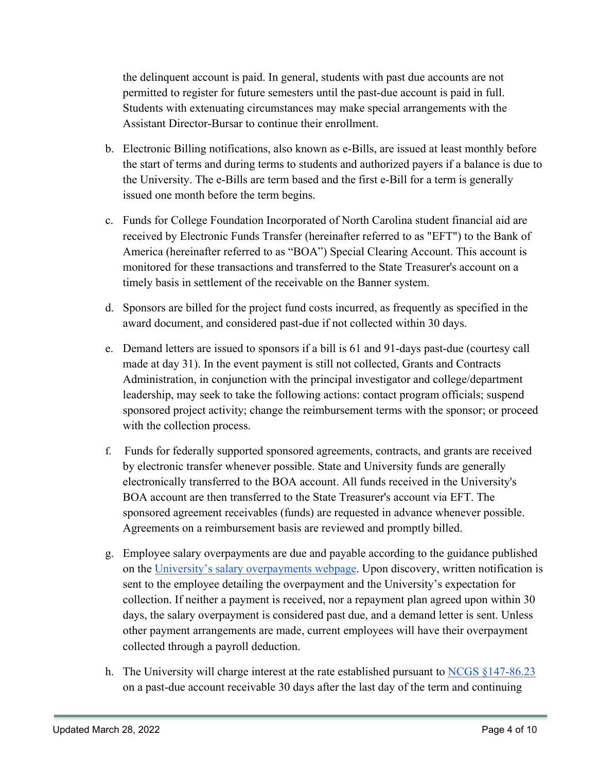the delinquent account is paid. In general, students with past due accounts are not permitted to register for future semesters until the past-due account is paid in full. Students with extenuating circumstances may make special arrangements with the Assistant Director-Bursar to continue their enrollment.

b. Electronic Billing notifications, also known as e-Bills, are issued at least monthly before the start of terms and during terms to students and authorized payers if a balance is due to the University. The e-Bills are term based and the first e-Bill for a term is generally issued one month before the term begins.

c. Funds for College Foundation Incorporated of North Carolina student financial aid are received by Electronic Funds Transfer (hereinafter referred to as "EFT") to the Bank of America (hereinafter referred to as "BOA") Special Clearing Account. This account is monitored for these transactions and transferred to the State Treasurer's account on a timely basis in settlement of the receivable on the Banner system.

d. Sponsors are billed for the project fund costs incurred, as frequently as specified in the award document, and considered past-due if not collected within 30 days.

e. Demand letters are issued to sponsors if a bill is 61 and 91-days past-due (courtesy call made at day 31). In the event payment is still not collected, Grants and Contracts Administration, in conjunction with the principal investigator and college/department leadership, may seek to take the following actions: contact program officials; suspend sponsored project activity; change the reimbursement terms with the sponsor; or proceed with the collection process.

f. Funds for federally supported sponsored agreements, contracts, and grants are received by electronic transfer whenever possible. State and University funds are generally electronically transferred to the BOA account. All funds received in the University's BOA account are then transferred to the State Treasurer's account via EFT. The sponsored agreement receivables (funds) are requested in advance whenever possible. Agreements on a reimbursement basis are reviewed and promptly billed.

g. Employee salary overpayments are due and payable according to the guidance published on the University's salary overpayments webpage. Upon discovery, written notification is sent to the employee detailing the overpayment and the University's expectation for collection. If neither a payment is received, nor a repayment plan agreed upon within 30 days, the salary overpayment is considered past due, and a demand letter is sent. Unless other payment arrangements are made, current employees will have their overpayment collected through a payroll deduction.

h. The University will charge interest at the rate established pursuant to NCGS §147-86.23 on a past-due account receivable 30 days after the last day of the term and continuing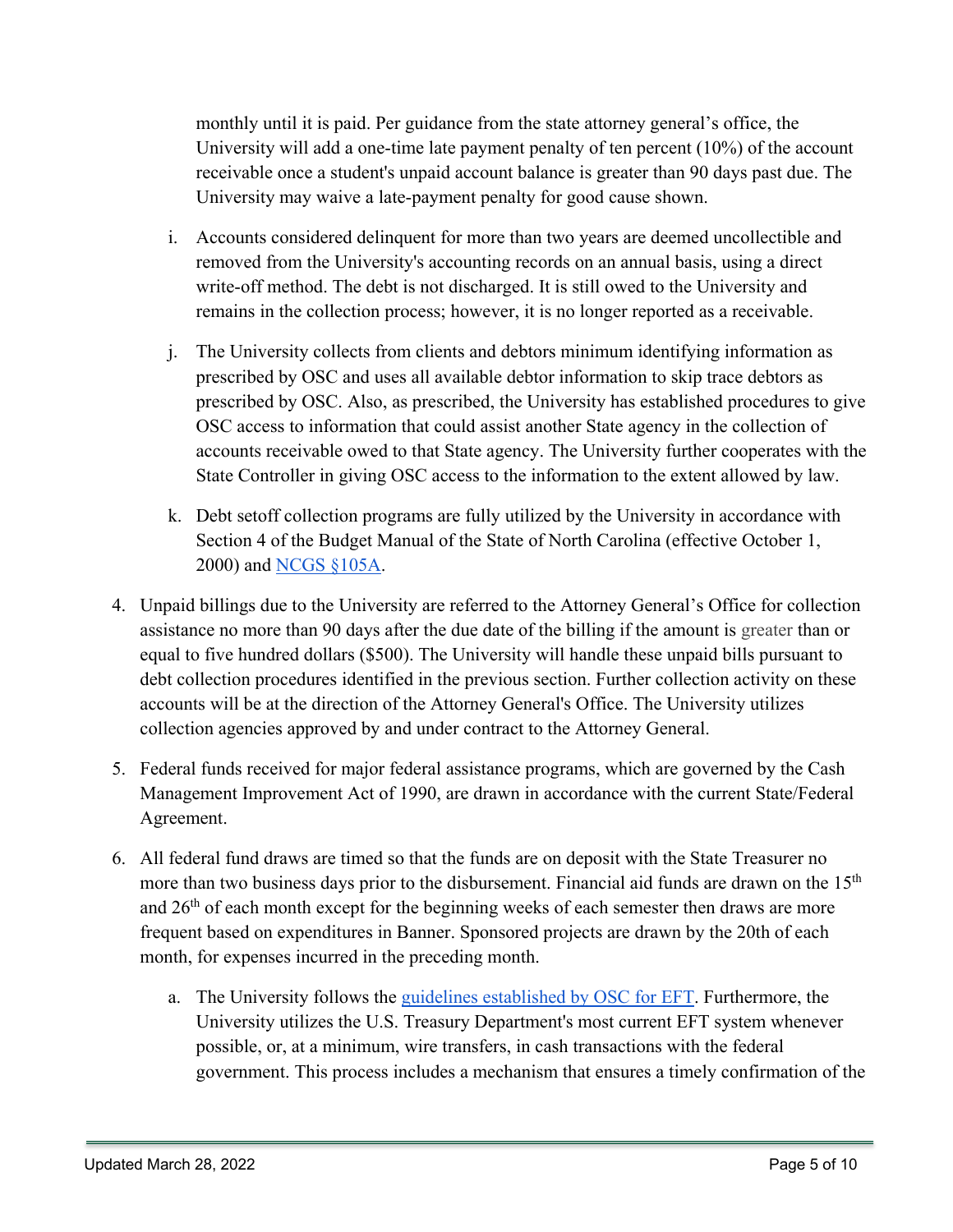monthly until it is paid. Per guidance from the state attorney general's office, the University will add a one-time late payment penalty of ten percent (10%) of the account receivable once a student's unpaid account balance is greater than 90 days past due. The University may waive a late-payment penalty for good cause shown.

i. Accounts considered delinquent for more than two years are deemed uncollectible and removed from the University's accounting records on an annual basis, using a direct write-off method. The debt is not discharged. It is still owed to the University and remains in the collection process; however, it is no longer reported as a receivable.

j. The University collects from clients and debtors minimum identifying information as prescribed by OSC and uses all available debtor information to skip trace debtors as prescribed by OSC. Also, as prescribed, the University has established procedures to give OSC access to information that could assist another State agency in the collection of accounts receivable owed to that State agency. The University further cooperates with the State Controller in giving OSC access to the information to the extent allowed by law.

k. Debt setoff collection programs are fully utilized by the University in accordance with Section 4 of the Budget Manual of the State of North Carolina (effective October 1, 2000) and [NCGS §105A](NCGS §105A).

4. Unpaid billings due to the University are referred to the Attorney General's Office for collection assistance no more than 90 days after the due date of the billing if the amount is greater than or equal to five hundred dollars ($500). The University will handle these unpaid bills pursuant to debt collection procedures identified in the previous section. Further collection activity on these accounts will be at the direction of the Attorney General's Office. The University utilizes collection agencies approved by and under contract to the Attorney General.

5. Federal funds received for major federal assistance programs, which are governed by the Cash Management Improvement Act of 1990, are drawn in accordance with the current State/Federal Agreement.

6. All federal fund draws are timed so that the funds are on deposit with the State Treasurer no more than two business days prior to the disbursement. Financial aid funds are drawn on the 15th and 26th of each month except for the beginning weeks of each semester then draws are more frequent based on expenditures in Banner. Sponsored projects are drawn by the 20th of each month, for expenses incurred in the preceding month.

   a. The University follows the guidelines established by OSC for EFT. Furthermore, the University utilizes the U.S. Treasury Department's most current EFT system whenever possible, or, at a minimum, wire transfers, in cash transactions with the federal government. This process includes a mechanism that ensures a timely confirmation of the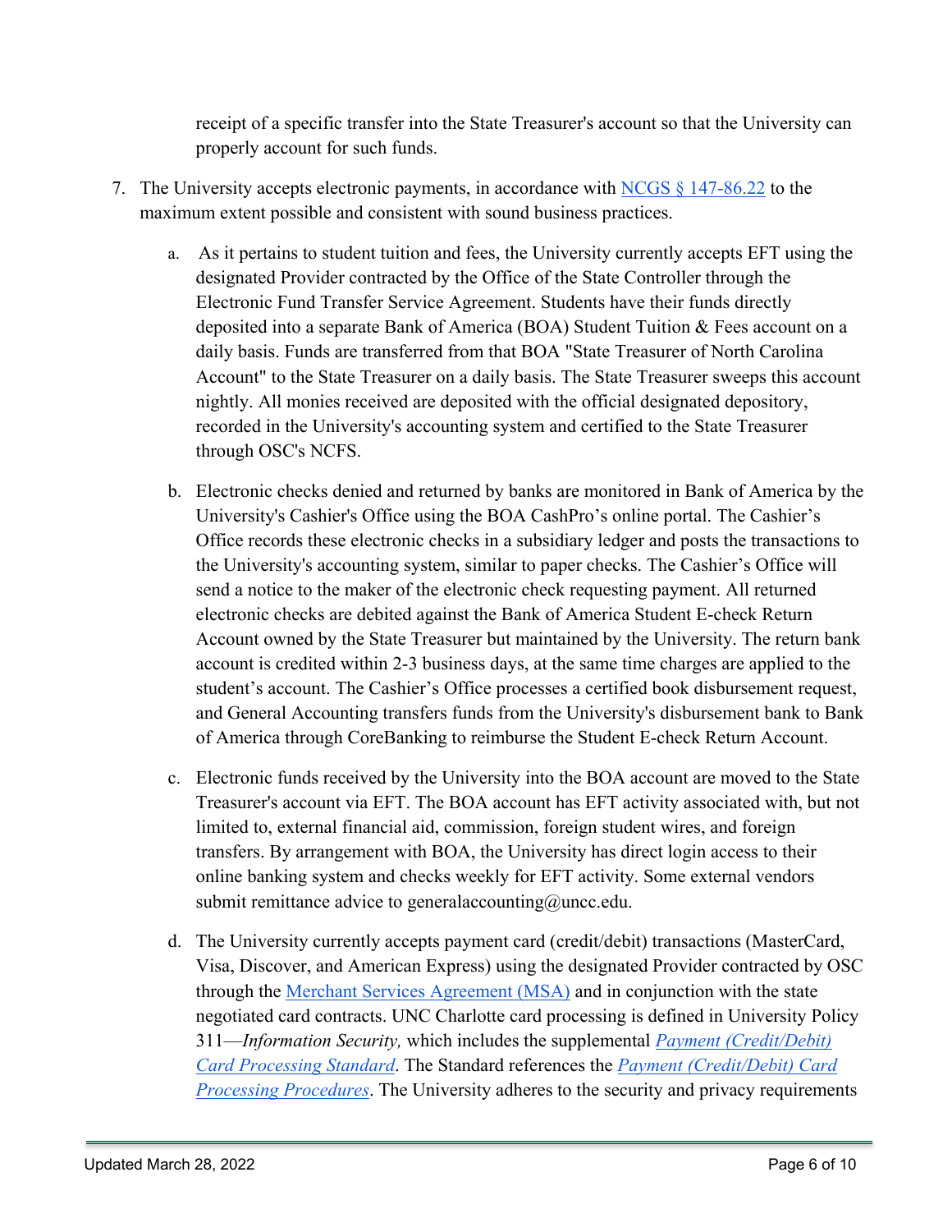receipt of a specific transfer into the State Treasurer's account so that the University can properly account for such funds.

7. The University accepts electronic payments, in accordance with [NCGS § 147-86.22](#) to the maximum extent possible and consistent with sound business practices.

   a. As it pertains to student tuition and fees, the University currently accepts EFT using the designated Provider contracted by the Office of the State Controller through the Electronic Fund Transfer Service Agreement. Students have their funds directly deposited into a separate Bank of America (BOA) Student Tuition & Fees account on a daily basis. Funds are transferred from that BOA "State Treasurer of North Carolina Account" to the State Treasurer on a daily basis. The State Treasurer sweeps this account nightly. All monies received are deposited with the official designated depository, recorded in the University's accounting system and certified to the State Treasurer through OSC's NCFS.

   b. Electronic checks denied and returned by banks are monitored in Bank of America by the University's Cashier's Office using the BOA CashPro's online portal. The Cashier's Office records these electronic checks in a subsidiary ledger and posts the transactions to the University's accounting system, similar to paper checks. The Cashier's Office will send a notice to the maker of the electronic check requesting payment. All returned electronic checks are debited against the Bank of America Student E-check Return Account owned by the State Treasurer but maintained by the University. The return bank account is credited within 2-3 business days, at the same time charges are applied to the student's account. The Cashier's Office processes a certified book disbursement request, and General Accounting transfers funds from the University's disbursement bank to Bank of America through CoreBanking to reimburse the Student E-check Return Account.

   c. Electronic funds received by the University into the BOA account are moved to the State Treasurer's account via EFT. The BOA account has EFT activity associated with, but not limited to, external financial aid, commission, foreign student wires, and foreign transfers. By arrangement with BOA, the University has direct login access to their online banking system and checks weekly for EFT activity. Some external vendors submit remittance advice to generalaccounting@uncc.edu.

   d. The University currently accepts payment card (credit/debit) transactions (MasterCard, Visa, Discover, and American Express) using the designated Provider contracted by OSC through the [Merchant Services Agreement (MSA)](#) and in conjunction with the state negotiated card contracts. UNC Charlotte card processing is defined in University Policy 311—*Information Security,* which includes the supplemental [*Payment (Credit/Debit) Card Processing Standard*](#). The Standard references the [*Payment (Credit/Debit) Card Processing Procedures*](#). The University adheres to the security and privacy requirements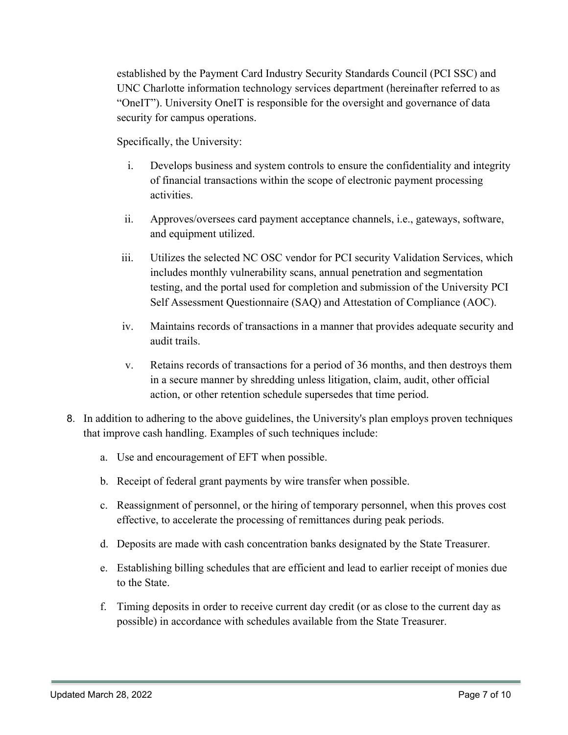established by the Payment Card Industry Security Standards Council (PCI SSC) and UNC Charlotte information technology services department (hereinafter referred to as "OneIT"). University OneIT is responsible for the oversight and governance of data security for campus operations.

Specifically, the University:

i. Develops business and system controls to ensure the confidentiality and integrity of financial transactions within the scope of electronic payment processing activities.

ii. Approves/oversees card payment acceptance channels, i.e., gateways, software, and equipment utilized.

iii. Utilizes the selected NC OSC vendor for PCI security Validation Services, which includes monthly vulnerability scans, annual penetration and segmentation testing, and the portal used for completion and submission of the University PCI Self Assessment Questionnaire (SAQ) and Attestation of Compliance (AOC).

iv. Maintains records of transactions in a manner that provides adequate security and audit trails.

v. Retains records of transactions for a period of 36 months, and then destroys them in a secure manner by shredding unless litigation, claim, audit, other official action, or other retention schedule supersedes that time period.

8. In addition to adhering to the above guidelines, the University's plan employs proven techniques that improve cash handling. Examples of such techniques include:

   a. Use and encouragement of EFT when possible.

   b. Receipt of federal grant payments by wire transfer when possible.

   c. Reassignment of personnel, or the hiring of temporary personnel, when this proves cost effective, to accelerate the processing of remittances during peak periods.

   d. Deposits are made with cash concentration banks designated by the State Treasurer.

   e. Establishing billing schedules that are efficient and lead to earlier receipt of monies due to the State.

   f. Timing deposits in order to receive current day credit (or as close to the current day as possible) in accordance with schedules available from the State Treasurer.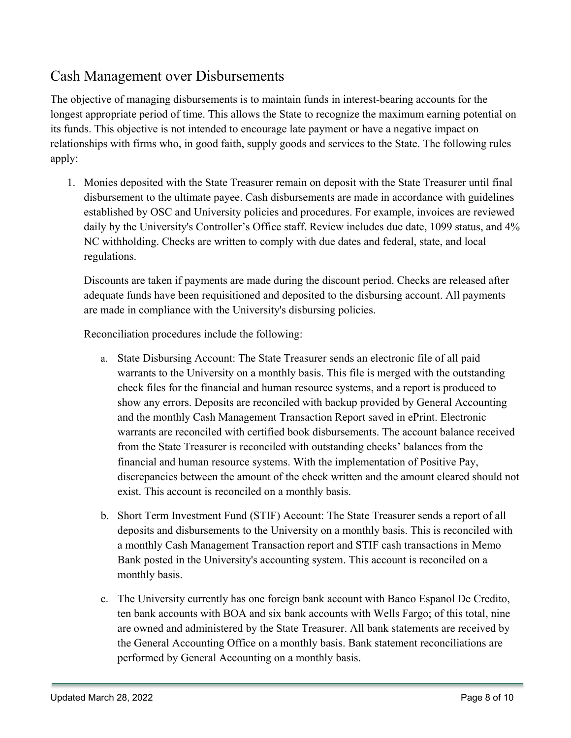## Cash Management over Disbursements

The objective of managing disbursements is to maintain funds in interest-bearing accounts for the longest appropriate period of time. This allows the State to recognize the maximum earning potential on its funds. This objective is not intended to encourage late payment or have a negative impact on relationships with firms who, in good faith, supply goods and services to the State. The following rules apply:

1. Monies deposited with the State Treasurer remain on deposit with the State Treasurer until final disbursement to the ultimate payee. Cash disbursements are made in accordance with guidelines established by OSC and University policies and procedures. For example, invoices are reviewed daily by the University's Controller's Office staff. Review includes due date, 1099 status, and 4% NC withholding. Checks are written to comply with due dates and federal, state, and local regulations.

   Discounts are taken if payments are made during the discount period. Checks are released after adequate funds have been requisitioned and deposited to the disbursing account. All payments are made in compliance with the University's disbursing policies.

   Reconciliation procedures include the following:

   a. State Disbursing Account: The State Treasurer sends an electronic file of all paid warrants to the University on a monthly basis. This file is merged with the outstanding check files for the financial and human resource systems, and a report is produced to show any errors. Deposits are reconciled with backup provided by General Accounting and the monthly Cash Management Transaction Report saved in ePrint. Electronic warrants are reconciled with certified book disbursements. The account balance received from the State Treasurer is reconciled with outstanding checks' balances from the financial and human resource systems. With the implementation of Positive Pay, discrepancies between the amount of the check written and the amount cleared should not exist. This account is reconciled on a monthly basis.

   b. Short Term Investment Fund (STIF) Account: The State Treasurer sends a report of all deposits and disbursements to the University on a monthly basis. This is reconciled with a monthly Cash Management Transaction report and STIF cash transactions in Memo Bank posted in the University's accounting system. This account is reconciled on a monthly basis.

   c. The University currently has one foreign bank account with Banco Espanol De Credito, ten bank accounts with BOA and six bank accounts with Wells Fargo; of this total, nine are owned and administered by the State Treasurer. All bank statements are received by the General Accounting Office on a monthly basis. Bank statement reconciliations are performed by General Accounting on a monthly basis.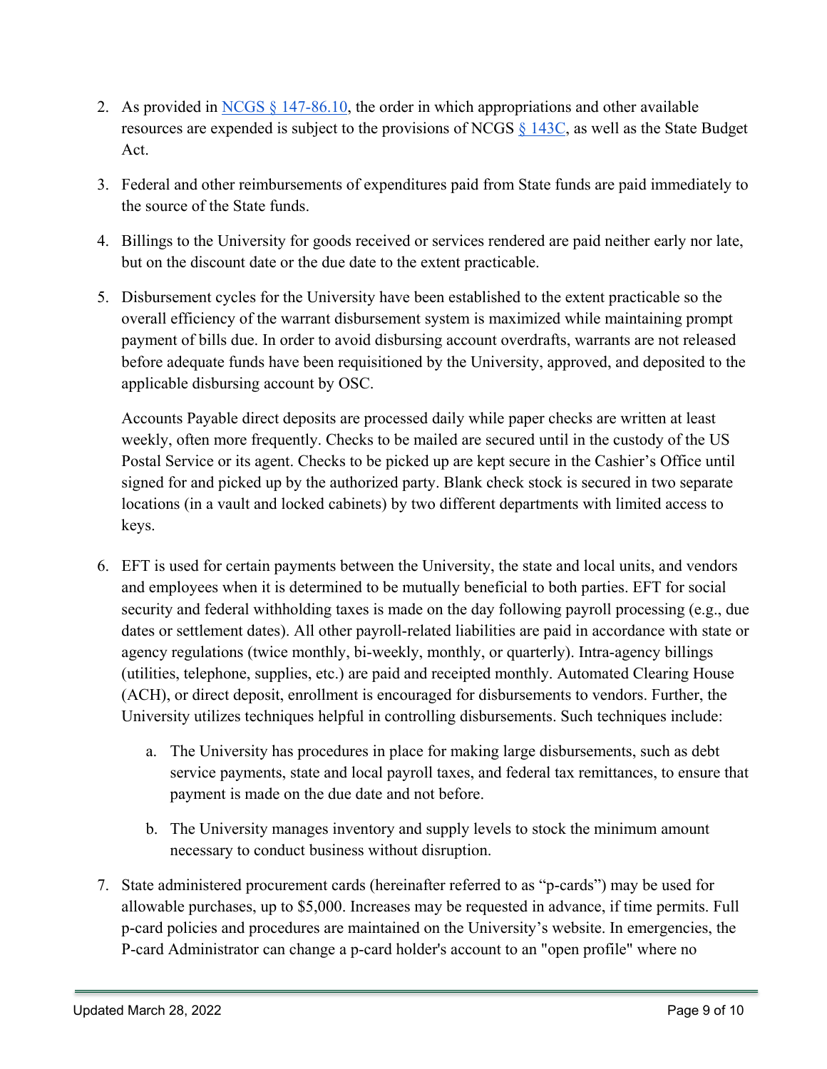2. As provided in [NCGS § 147-86.10](), the order in which appropriations and other available resources are expended is subject to the provisions of NCGS [§ 143C](), as well as the State Budget Act.

3. Federal and other reimbursements of expenditures paid from State funds are paid immediately to the source of the State funds.

4. Billings to the University for goods received or services rendered are paid neither early nor late, but on the discount date or the due date to the extent practicable.

5. Disbursement cycles for the University have been established to the extent practicable so the overall efficiency of the warrant disbursement system is maximized while maintaining prompt payment of bills due. In order to avoid disbursing account overdrafts, warrants are not released before adequate funds have been requisitioned by the University, approved, and deposited to the applicable disbursing account by OSC.

   Accounts Payable direct deposits are processed daily while paper checks are written at least weekly, often more frequently. Checks to be mailed are secured until in the custody of the US Postal Service or its agent. Checks to be picked up are kept secure in the Cashier's Office until signed for and picked up by the authorized party. Blank check stock is secured in two separate locations (in a vault and locked cabinets) by two different departments with limited access to keys.

6. EFT is used for certain payments between the University, the state and local units, and vendors and employees when it is determined to be mutually beneficial to both parties. EFT for social security and federal withholding taxes is made on the day following payroll processing (e.g., due dates or settlement dates). All other payroll-related liabilities are paid in accordance with state or agency regulations (twice monthly, bi-weekly, monthly, or quarterly). Intra-agency billings (utilities, telephone, supplies, etc.) are paid and receipted monthly. Automated Clearing House (ACH), or direct deposit, enrollment is encouraged for disbursements to vendors. Further, the University utilizes techniques helpful in controlling disbursements. Such techniques include:

   a. The University has procedures in place for making large disbursements, such as debt service payments, state and local payroll taxes, and federal tax remittances, to ensure that payment is made on the due date and not before.

   b. The University manages inventory and supply levels to stock the minimum amount necessary to conduct business without disruption.

7. State administered procurement cards (hereinafter referred to as "p-cards") may be used for allowable purchases, up to $5,000. Increases may be requested in advance, if time permits. Full p-card policies and procedures are maintained on the University's website. In emergencies, the P-card Administrator can change a p-card holder's account to an "open profile" where no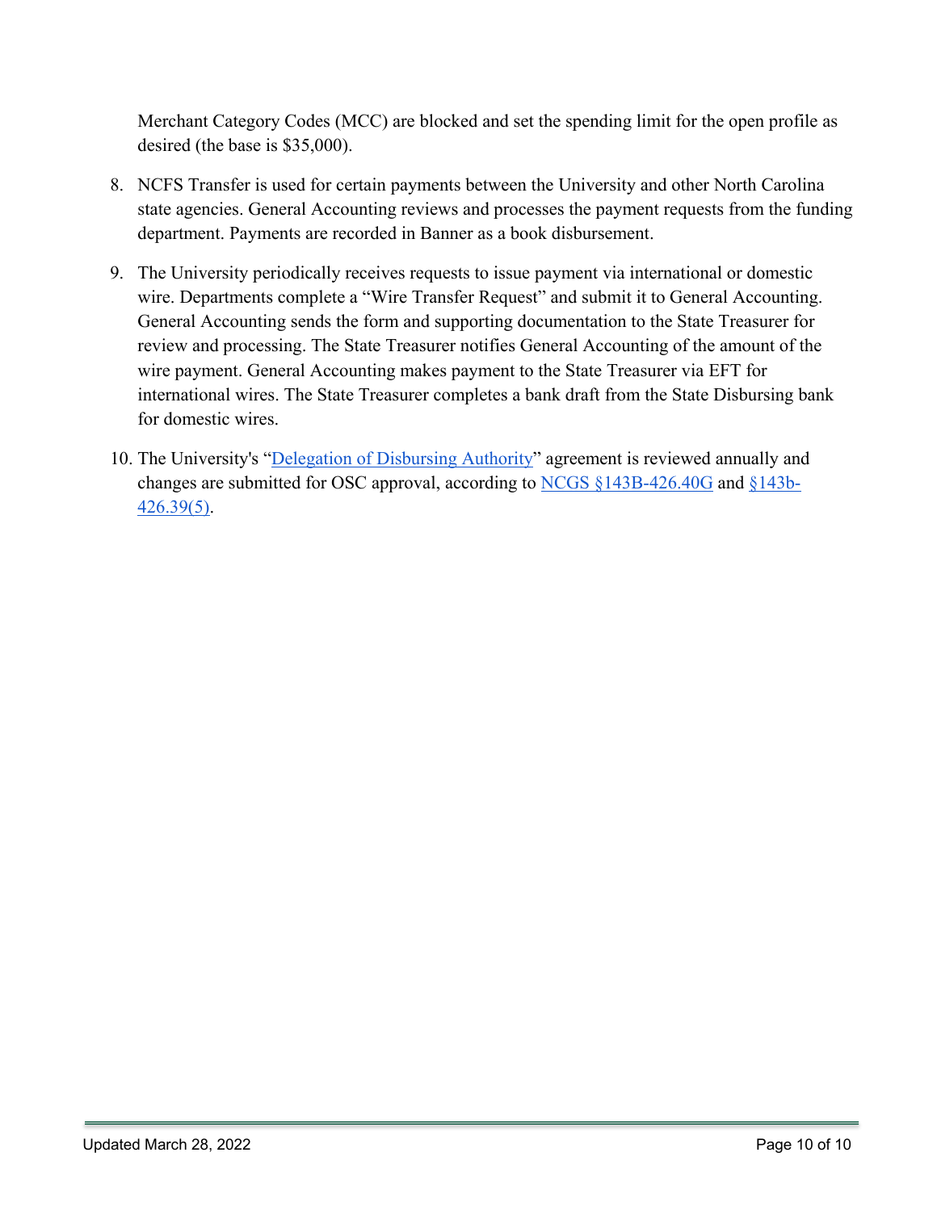Merchant Category Codes (MCC) are blocked and set the spending limit for the open profile as desired (the base is $35,000).

8. NCFS Transfer is used for certain payments between the University and other North Carolina state agencies. General Accounting reviews and processes the payment requests from the funding department. Payments are recorded in Banner as a book disbursement.

9. The University periodically receives requests to issue payment via international or domestic wire. Departments complete a "Wire Transfer Request" and submit it to General Accounting. General Accounting sends the form and supporting documentation to the State Treasurer for review and processing. The State Treasurer notifies General Accounting of the amount of the wire payment. General Accounting makes payment to the State Treasurer via EFT for international wires. The State Treasurer completes a bank draft from the State Disbursing bank for domestic wires.

10. The University's "Delegation of Disbursing Authority" agreement is reviewed annually and changes are submitted for OSC approval, according to NCGS §143B-426.40G and §143b-426.39(5).